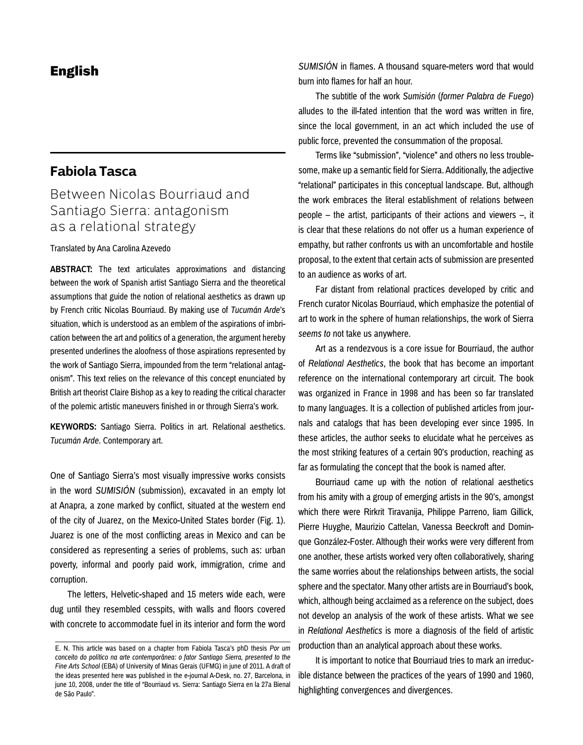# English

## Fabiola Tasca

### Between Nicolas Bourriaud and Santiago Sierra: antagonism as a relational strategy

Translated by Ana Carolina Azevedo

**ABSTRACT:** The text articulates approximations and distancing between the work of Spanish artist Santiago Sierra and the theoretical assumptions that guide the notion of relational aesthetics as drawn up by French critic Nicolas Bourriaud. By making use of *Tucumán Arde*'s situation, which is understood as an emblem of the aspirations of imbrication between the art and politics of a generation, the argument hereby presented underlines the aloofness of those aspirations represented by the work of Santiago Sierra, impounded from the term "relational antagonism". This text relies on the relevance of this concept enunciated by British art theorist Claire Bishop as a key to reading the critical character of the polemic artistic maneuvers finished in or through Sierra's work.

**KEYWORDS:** Santiago Sierra. Politics in art. Relational aesthetics. *Tucumán Arde*. Contemporary art.

One of Santiago Sierra's most visually impressive works consists in the word *SUMISIÓN* (submission), excavated in an empty lot at Anapra, a zone marked by conflict, situated at the western end of the city of Juarez, on the Mexico-United States border (Fig. 1). Juarez is one of the most conflicting areas in Mexico and can be considered as representing a series of problems, such as: urban poverty, informal and poorly paid work, immigration, crime and corruption.

The letters, Helvetic-shaped and 15 meters wide each, were dug until they resembled cesspits, with walls and floors covered with concrete to accommodate fuel in its interior and form the word *SUMISIÓN* in flames. A thousand square-meters word that would burn into flames for half an hour.

The subtitle of the work *Sumisión* (*former Palabra de Fuego*) alludes to the ill-fated intention that the word was written in fire, since the local government, in an act which included the use of public force, prevented the consummation of the proposal.

Terms like "submission", "violence" and others no less troublesome, make up a semantic field for Sierra. Additionally, the adjective "relational" participates in this conceptual landscape. But, although the work embraces the literal establishment of relations between people – the artist, participants of their actions and viewers –, it is clear that these relations do not offer us a human experience of empathy, but rather confronts us with an uncomfortable and hostile proposal, to the extent that certain acts of submission are presented to an audience as works of art.

Far distant from relational practices developed by critic and French curator Nicolas Bourriaud, which emphasize the potential of art to work in the sphere of human relationships, the work of Sierra *seems to* not take us anywhere.

Art as a rendezvous is a core issue for Bourriaud, the author of *Relational Aesthetics*, the book that has become an important reference on the international contemporary art circuit. The book was organized in France in 1998 and has been so far translated to many languages. It is a collection of published articles from journals and catalogs that has been developing ever since 1995. In these articles, the author seeks to elucidate what he perceives as the most striking features of a certain 90's production, reaching as far as formulating the concept that the book is named after.

Bourriaud came up with the notion of relational aesthetics from his amity with a group of emerging artists in the 90's, amongst which there were Rirkrit Tiravanija, Philippe Parreno, liam Gillick, Pierre Huyghe, Maurizio Cattelan, Vanessa Beeckroft and Dominque González-Foster. Although their works were very different from one another, these artists worked very often collaboratively, sharing the same worries about the relationships between artists, the social sphere and the spectator. Many other artists are in Bourriaud's book, which, although being acclaimed as a reference on the subject, does not develop an analysis of the work of these artists. What we see in *Relational Aesthetics* is more a diagnosis of the field of artistic production than an analytical approach about these works.

It is important to notice that Bourriaud tries to mark an irreducible distance between the practices of the years of 1990 and 1960, highlighting convergences and divergences.

E. N. This article was based on a chapter from Fabiola Tasca's phD thesis *Por um conceito do político na arte contemporânea: o fator Santiago Sierra, presented to the Fine Arts School* (EBA) of University of Minas Gerais (UFMG) in june of 2011. A draft of the ideas presented here was published in the e-journal A-Desk, no. 27, Barcelona, in june 10, 2008, under the title of "Bourriaud vs. Sierra: Santiago Sierra en la 27a Bienal de São Paulo".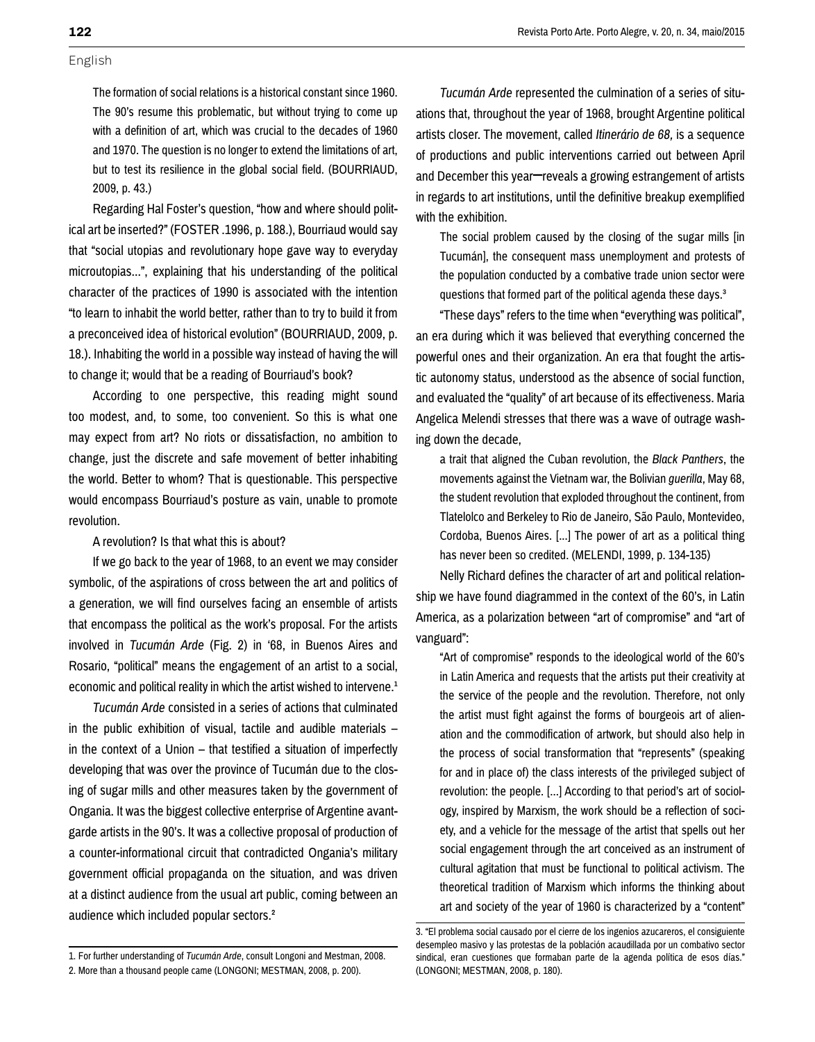English

> The formation of social relations is a historical constant since 1960. The 90's resume this problematic, but without trying to come up with a definition of art, which was crucial to the decades of 1960 and 1970. The question is no longer to extend the limitations of art, but to test its resilience in the global social field. (BOURRIAUD, 2009, p. 43.)

Regarding Hal Foster's question, "how and where should political art be inserted?" (FOSTER .1996, p. 188.), Bourriaud would say that "social utopias and revolutionary hope gave way to everyday microutopias...", explaining that his understanding of the political character of the practices of 1990 is associated with the intention "to learn to inhabit the world better, rather than to try to build it from a preconceived idea of historical evolution" (BOURRIAUD, 2009, p. 18.). Inhabiting the world in a possible way instead of having the will to change it; would that be a reading of Bourriaud's book?

According to one perspective, this reading might sound too modest, and, to some, too convenient. So this is what one may expect from art? No riots or dissatisfaction, no ambition to change, just the discrete and safe movement of better inhabiting the world. Better to whom? That is questionable. This perspective would encompass Bourriaud's posture as vain, unable to promote revolution.

A revolution? Is that what this is about?

If we go back to the year of 1968, to an event we may consider symbolic, of the aspirations of cross between the art and politics of a generation, we will find ourselves facing an ensemble of artists that encompass the political as the work's proposal. For the artists involved in *Tucumán Arde* (Fig. 2) in '68, in Buenos Aires and Rosario, "political" means the engagement of an artist to a social, economic and political reality in which the artist wished to intervene.[1]

*Tucumán Arde* consisted in a series of actions that culminated in the public exhibition of visual, tactile and audible materials – in the context of a Union – that testified a situation of imperfectly developing that was over the province of Tucumán due to the closing of sugar mills and other measures taken by the government of Ongania. It was the biggest collective enterprise of Argentine avant-garde artists in the 90's. It was a collective proposal of production of a counter-informational circuit that contradicted Ongania's military government official propaganda on the situation, and was driven at a distinct audience from the usual art public, coming between an audience which included popular sectors.[2]

*Tucumán Arde* represented the culmination of a series of situations that, throughout the year of 1968, brought Argentine political artists closer. The movement, called *Itinerário de 68,* is a sequence of productions and public interventions carried out between April and December this year─reveals a growing estrangement of artists in regards to art institutions, until the definitive breakup exemplified with the exhibition.

> The social problem caused by the closing of the sugar mills [in Tucumán], the consequent mass unemployment and protests of the population conducted by a combative trade union sector were questions that formed part of the political agenda these days.[3]

"These days" refers to the time when "everything was political", an era during which it was believed that everything concerned the powerful ones and their organization. An era that fought the artistic autonomy status, understood as the absence of social function, and evaluated the "quality" of art because of its effectiveness. Maria Angelica Melendi stresses that there was a wave of outrage washing down the decade,

> a trait that aligned the Cuban revolution, the *Black Panthers*, the movements against the Vietnam war, the Bolivian *guerilla*, May 68, the student revolution that exploded throughout the continent, from Tlatelolco and Berkeley to Rio de Janeiro, São Paulo, Montevideo, Cordoba, Buenos Aires. [...] The power of art as a political thing has never been so credited. (MELENDI, 1999, p. 134-135)

Nelly Richard defines the character of art and political relationship we have found diagrammed in the context of the 60's, in Latin America, as a polarization between "art of compromise" and "art of vanguard":

> "Art of compromise" responds to the ideological world of the 60's in Latin America and requests that the artists put their creativity at the service of the people and the revolution. Therefore, not only the artist must fight against the forms of bourgeois art of alienation and the commodification of artwork, but should also help in the process of social transformation that "represents" (speaking for and in place of) the class interests of the privileged subject of revolution: the people. [...] According to that period's art of sociology, inspired by Marxism, the work should be a reflection of society, and a vehicle for the message of the artist that spells out her social engagement through the art conceived as an instrument of cultural agitation that must be functional to political activism. The theoretical tradition of Marxism which informs the thinking about art and society of the year of 1960 is characterized by a "content"

1. For further understanding of *Tucumán Arde*, consult Longoni and Mestman, 2008.

2. More than a thousand people came (LONGONI; MESTMAN, 2008, p. 200).

3. "El problema social causado por el cierre de los ingenios azucareros, el consiguiente desempleo masivo y las protestas de la población acaudillada por un combativo sector sindical, eran cuestiones que formaban parte de la agenda política de esos días." (LONGONI; MESTMAN, 2008, p. 180).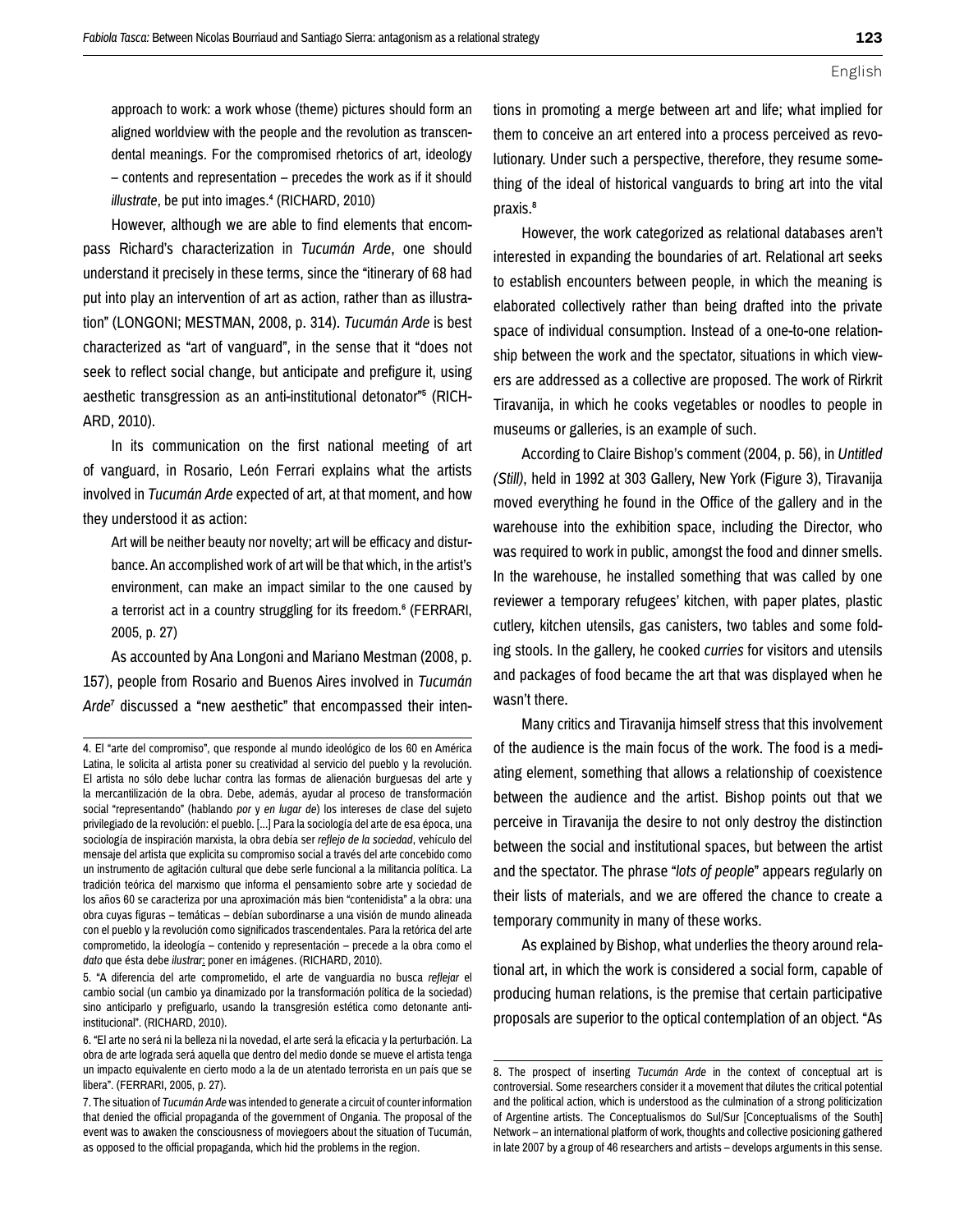> approach to work: a work whose (theme) pictures should form an aligned worldview with the people and the revolution as transcendental meanings. For the compromised rhetorics of art, ideology – contents and representation – precedes the work as if it should *illustrate*, be put into images.[4] (RICHARD, 2010)

However, although we are able to find elements that encompass Richard's characterization in *Tucumán Arde*, one should understand it precisely in these terms, since the "itinerary of 68 had put into play an intervention of art as action, rather than as illustration" (LONGONI; MESTMAN, 2008, p. 314). *Tucumán Arde* is best characterized as "art of vanguard", in the sense that it "does not seek to reflect social change, but anticipate and prefigure it, using aesthetic transgression as an anti-institutional detonator"[5] (RICHARD, 2010).

In its communication on the first national meeting of art of vanguard, in Rosario, León Ferrari explains what the artists involved in *Tucumán Arde* expected of art, at that moment, and how they understood it as action:

> Art will be neither beauty nor novelty; art will be efficacy and disturbance. An accomplished work of art will be that which, in the artist's environment, can make an impact similar to the one caused by a terrorist act in a country struggling for its freedom.[6] (FERRARI, 2005, p. 27)

As accounted by Ana Longoni and Mariano Mestman (2008, p. 157), people from Rosario and Buenos Aires involved in *Tucumán Arde*[7] discussed a "new aesthetic" that encompassed their intentions in promoting a merge between art and life; what implied for them to conceive an art entered into a process perceived as revolutionary. Under such a perspective, therefore, they resume something of the ideal of historical vanguards to bring art into the vital praxis.[8]

However, the work categorized as relational databases aren't interested in expanding the boundaries of art. Relational art seeks to establish encounters between people, in which the meaning is elaborated collectively rather than being drafted into the private space of individual consumption. Instead of a one-to-one relationship between the work and the spectator, situations in which viewers are addressed as a collective are proposed. The work of Rirkrit Tiravanija, in which he cooks vegetables or noodles to people in museums or galleries, is an example of such.

According to Claire Bishop's comment (2004, p. 56), in *Untitled (Still)*, held in 1992 at 303 Gallery, New York (Figure 3), Tiravanija moved everything he found in the Office of the gallery and in the warehouse into the exhibition space, including the Director, who was required to work in public, amongst the food and dinner smells. In the warehouse, he installed something that was called by one reviewer a temporary refugees' kitchen, with paper plates, plastic cutlery, kitchen utensils, gas canisters, two tables and some folding stools. In the gallery, he cooked *curries* for visitors and utensils and packages of food became the art that was displayed when he wasn't there.

Many critics and Tiravanija himself stress that this involvement of the audience is the main focus of the work. The food is a mediating element, something that allows a relationship of coexistence between the audience and the artist. Bishop points out that we perceive in Tiravanija the desire to not only destroy the distinction between the social and institutional spaces, but between the artist and the spectator. The phrase "*lots of people*" appears regularly on their lists of materials, and we are offered the chance to create a temporary community in many of these works.

As explained by Bishop, what underlies the theory around relational art, in which the work is considered a social form, capable of producing human relations, is the premise that certain participative proposals are superior to the optical contemplation of an object. "As

---

4. El "arte del compromiso", que responde al mundo ideológico de los 60 en América Latina, le solicita al artista poner su creatividad al servicio del pueblo y la revolución. El artista no sólo debe luchar contra las formas de alienación burguesas del arte y la mercantilización de la obra. Debe, además, ayudar al proceso de transformación social "representando" (hablando *por* y *en lugar de*) los intereses de clase del sujeto privilegiado de la revolución: el pueblo. [...] Para la sociología del arte de esa época, una sociología de inspiración marxista, la obra debía ser *reflejo de la sociedad*, vehículo del mensaje del artista que explicita su compromiso social a través del arte concebido como un instrumento de agitación cultural que debe serle funcional a la militancia política. La tradición teórica del marxismo que informa el pensamiento sobre arte y sociedad de los años 60 se caracteriza por una aproximación más bien "contenidista" a la obra: una obra cuyas figuras – temáticas – debían subordinarse a una visión de mundo alineada con el pueblo y la revolución como significados trascendentales. Para la retórica del arte comprometido, la ideología – contenido y representación – precede a la obra como el *dato* que ésta debe *ilustrar*: poner en imágenes. (RICHARD, 2010).

5. "A diferencia del arte comprometido, el arte de vanguardia no busca *reflejar* el cambio social (un cambio ya dinamizado por la transformación política de la sociedad) sino anticiparlo y prefiguarlo, usando la transgresión estética como detonante anti-institucional". (RICHARD, 2010).

6. "El arte no será ni la belleza ni la novedad, el arte será la eficacia y la perturbación. La obra de arte lograda será aquella que dentro del medio donde se mueve el artista tenga un impacto equivalente en cierto modo a la de un atentado terrorista en un país que se libera". (FERRARI, 2005, p. 27).

7. The situation of *Tucumán Arde* was intended to generate a circuit of counter information that denied the official propaganda of the government of Ongania. The proposal of the event was to awaken the consciousness of moviegoers about the situation of Tucumán, as opposed to the official propaganda, which hid the problems in the region.

8. The prospect of inserting *Tucumán Arde* in the context of conceptual art is controversial. Some researchers consider it a movement that dilutes the critical potential and the political action, which is understood as the culmination of a strong politicization of Argentine artists. The Conceptualismos do Sul/Sur [Conceptualisms of the South] Network – an international platform of work, thoughts and collective positioning gathered in late 2007 by a group of 46 researchers and artists – develops arguments in this sense.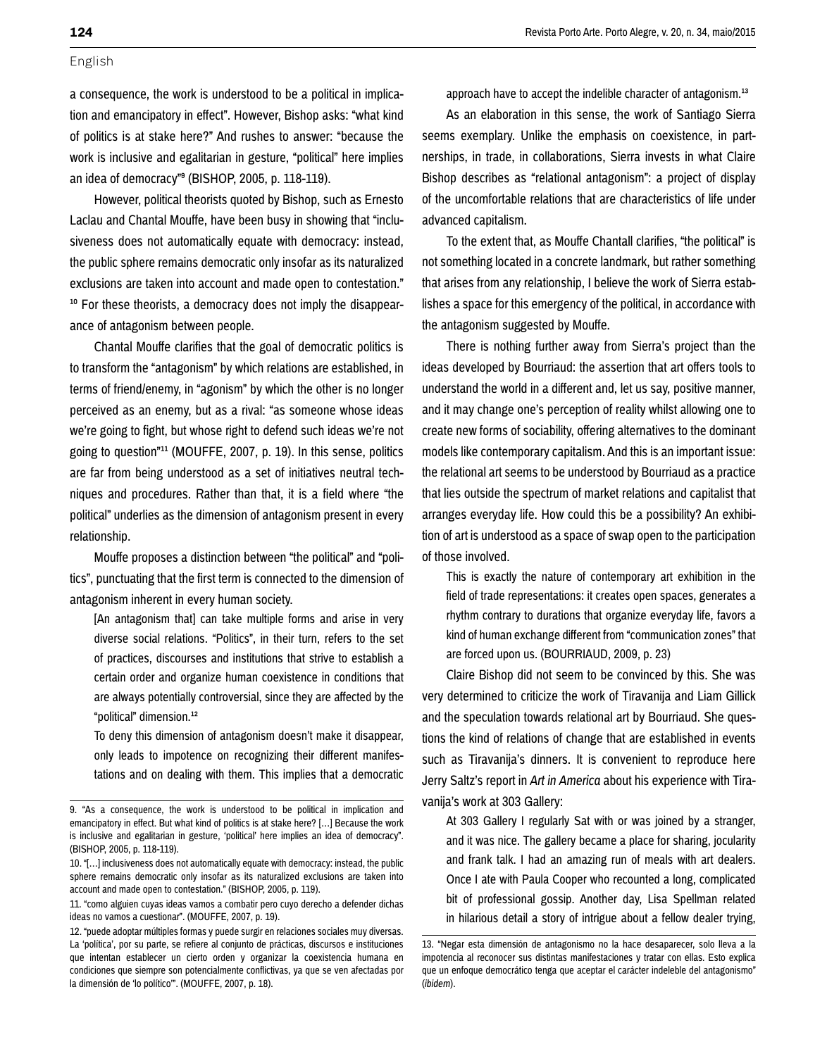English

a consequence, the work is understood to be a political in implication and emancipatory in effect". However, Bishop asks: "what kind of politics is at stake here?" And rushes to answer: "because the work is inclusive and egalitarian in gesture, "political" here implies an idea of democracy"[9] (BISHOP, 2005, p. 118-119).

However, political theorists quoted by Bishop, such as Ernesto Laclau and Chantal Mouffe, have been busy in showing that "inclusiveness does not automatically equate with democracy: instead, the public sphere remains democratic only insofar as its naturalized exclusions are taken into account and made open to contestation." [10] For these theorists, a democracy does not imply the disappearance of antagonism between people.

Chantal Mouffe clarifies that the goal of democratic politics is to transform the "antagonism" by which relations are established, in terms of friend/enemy, in "agonism" by which the other is no longer perceived as an enemy, but as a rival: "as someone whose ideas we're going to fight, but whose right to defend such ideas we're not going to question"[11] (MOUFFE, 2007, p. 19). In this sense, politics are far from being understood as a set of initiatives neutral techniques and procedures. Rather than that, it is a field where "the political" underlies as the dimension of antagonism present in every relationship.

Mouffe proposes a distinction between "the political" and "politics", punctuating that the first term is connected to the dimension of antagonism inherent in every human society.

> [An antagonism that] can take multiple forms and arise in very diverse social relations. "Politics", in their turn, refers to the set of practices, discourses and institutions that strive to establish a certain order and organize human coexistence in conditions that are always potentially controversial, since they are affected by the "political" dimension.[12]
>
> To deny this dimension of antagonism doesn't make it disappear, only leads to impotence on recognizing their different manifestations and on dealing with them. This implies that a democratic approach have to accept the indelible character of antagonism.[13]

As an elaboration in this sense, the work of Santiago Sierra seems exemplary. Unlike the emphasis on coexistence, in partnerships, in trade, in collaborations, Sierra invests in what Claire Bishop describes as "relational antagonism": a project of display of the uncomfortable relations that are characteristics of life under advanced capitalism.

To the extent that, as Mouffe Chantall clarifies, "the political" is not something located in a concrete landmark, but rather something that arises from any relationship, I believe the work of Sierra establishes a space for this emergency of the political, in accordance with the antagonism suggested by Mouffe.

There is nothing further away from Sierra's project than the ideas developed by Bourriaud: the assertion that art offers tools to understand the world in a different and, let us say, positive manner, and it may change one's perception of reality whilst allowing one to create new forms of sociability, offering alternatives to the dominant models like contemporary capitalism. And this is an important issue: the relational art seems to be understood by Bourriaud as a practice that lies outside the spectrum of market relations and capitalist that arranges everyday life. How could this be a possibility? An exhibition of art is understood as a space of swap open to the participation of those involved.

> This is exactly the nature of contemporary art exhibition in the field of trade representations: it creates open spaces, generates a rhythm contrary to durations that organize everyday life, favors a kind of human exchange different from "communication zones" that are forced upon us. (BOURRIAUD, 2009, p. 23)

Claire Bishop did not seem to be convinced by this. She was very determined to criticize the work of Tiravanija and Liam Gillick and the speculation towards relational art by Bourriaud. She questions the kind of relations of change that are established in events such as Tiravanija's dinners. It is convenient to reproduce here Jerry Saltz's report in *Art in America* about his experience with Tiravanija's work at 303 Gallery:

> At 303 Gallery I regularly Sat with or was joined by a stranger, and it was nice. The gallery became a place for sharing, jocularity and frank talk. I had an amazing run of meals with art dealers. Once I ate with Paula Cooper who recounted a long, complicated bit of professional gossip. Another day, Lisa Spellman related in hilarious detail a story of intrigue about a fellow dealer trying,

---

9. "As a consequence, the work is understood to be political in implication and emancipatory in effect. But what kind of politics is at stake here? […] Because the work is inclusive and egalitarian in gesture, 'political' here implies an idea of democracy". (BISHOP, 2005, p. 118-119).

10. "[…] inclusiveness does not automatically equate with democracy: instead, the public sphere remains democratic only insofar as its naturalized exclusions are taken into account and made open to contestation." (BISHOP, 2005, p. 119).

11. "como alguien cuyas ideas vamos a combatir pero cuyo derecho a defender dichas ideas no vamos a cuestionar". (MOUFFE, 2007, p. 19).

12. "puede adoptar múltiples formas y puede surgir en relaciones sociales muy diversas. La 'política', por su parte, se refiere al conjunto de prácticas, discursos e instituciones que intentan establecer un cierto orden y organizar la coexistencia humana en condiciones que siempre son potencialmente conflictivas, ya que se ven afectadas por la dimensión de 'lo político'". (MOUFFE, 2007, p. 18).

13. "Negar esta dimensión de antagonismo no la hace desaparecer, solo lleva a la impotencia al reconocer sus distintas manifestaciones y tratar con ellas. Esto explica que un enfoque democrático tenga que aceptar el carácter indeleble del antagonismo" (*ibidem*).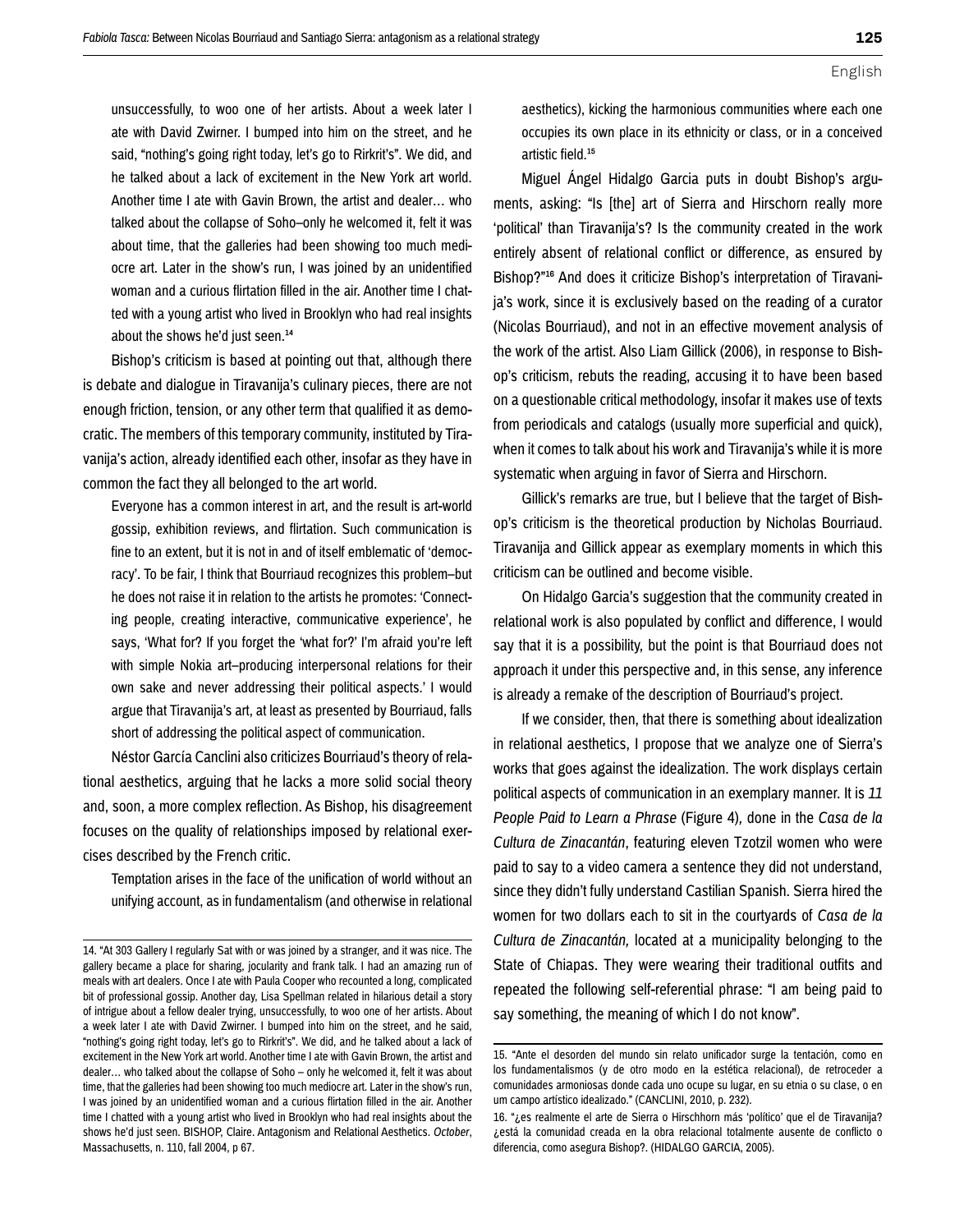> unsuccessfully, to woo one of her artists. About a week later I ate with David Zwirner. I bumped into him on the street, and he said, "nothing's going right today, let's go to Rirkrit's". We did, and he talked about a lack of excitement in the New York art world. Another time I ate with Gavin Brown, the artist and dealer… who talked about the collapse of Soho–only he welcomed it, felt it was about time, that the galleries had been showing too much mediocre art. Later in the show's run, I was joined by an unidentified woman and a curious flirtation filled in the air. Another time I chatted with a young artist who lived in Brooklyn who had real insights about the shows he'd just seen.[14]

Bishop's criticism is based at pointing out that, although there is debate and dialogue in Tiravanija's culinary pieces, there are not enough friction, tension, or any other term that qualified it as democratic. The members of this temporary community, instituted by Tiravanija's action, already identified each other, insofar as they have in common the fact they all belonged to the art world.

> Everyone has a common interest in art, and the result is art-world gossip, exhibition reviews, and flirtation. Such communication is fine to an extent, but it is not in and of itself emblematic of 'democracy'. To be fair, I think that Bourriaud recognizes this problem–but he does not raise it in relation to the artists he promotes: 'Connecting people, creating interactive, communicative experience', he says, 'What for? If you forget the 'what for?' I'm afraid you're left with simple Nokia art–producing interpersonal relations for their own sake and never addressing their political aspects.' I would argue that Tiravanija's art, at least as presented by Bourriaud, falls short of addressing the political aspect of communication.

Néstor García Canclini also criticizes Bourriaud's theory of relational aesthetics, arguing that he lacks a more solid social theory and, soon, a more complex reflection. As Bishop, his disagreement focuses on the quality of relationships imposed by relational exercises described by the French critic.

> Temptation arises in the face of the unification of world without an unifying account, as in fundamentalism (and otherwise in relational aesthetics), kicking the harmonious communities where each one occupies its own place in its ethnicity or class, or in a conceived artistic field.[15]

Miguel Ángel Hidalgo Garcia puts in doubt Bishop's arguments, asking: "Is [the] art of Sierra and Hirschorn really more 'political' than Tiravanija's? Is the community created in the work entirely absent of relational conflict or difference, as ensured by Bishop?"[16] And does it criticize Bishop's interpretation of Tiravanija's work, since it is exclusively based on the reading of a curator (Nicolas Bourriaud), and not in an effective movement analysis of the work of the artist. Also Liam Gillick (2006), in response to Bishop's criticism, rebuts the reading, accusing it to have been based on a questionable critical methodology, insofar it makes use of texts from periodicals and catalogs (usually more superficial and quick), when it comes to talk about his work and Tiravanija's while it is more systematic when arguing in favor of Sierra and Hirschorn.

Gillick's remarks are true, but I believe that the target of Bishop's criticism is the theoretical production by Nicholas Bourriaud. Tiravanija and Gillick appear as exemplary moments in which this criticism can be outlined and become visible.

On Hidalgo Garcia's suggestion that the community created in relational work is also populated by conflict and difference, I would say that it is a possibility, but the point is that Bourriaud does not approach it under this perspective and, in this sense, any inference is already a remake of the description of Bourriaud's project.

If we consider, then, that there is something about idealization in relational aesthetics, I propose that we analyze one of Sierra's works that goes against the idealization. The work displays certain political aspects of communication in an exemplary manner. It is *11 People Paid to Learn a Phrase* (Figure 4), done in the *Casa de la Cultura de Zinacantán*, featuring eleven Tzotzil women who were paid to say to a video camera a sentence they did not understand, since they didn't fully understand Castilian Spanish. Sierra hired the women for two dollars each to sit in the courtyards of *Casa de la Cultura de Zinacantán,* located at a municipality belonging to the State of Chiapas. They were wearing their traditional outfits and repeated the following self-referential phrase: "I am being paid to say something, the meaning of which I do not know".

---

14. "At 303 Gallery I regularly Sat with or was joined by a stranger, and it was nice. The gallery became a place for sharing, jocularity and frank talk. I had an amazing run of meals with art dealers. Once I ate with Paula Cooper who recounted a long, complicated bit of professional gossip. Another day, Lisa Spellman related in hilarious detail a story of intrigue about a fellow dealer trying, unsuccessfully, to woo one of her artists. About a week later I ate with David Zwirner. I bumped into him on the street, and he said, "nothing's going right today, let's go to Rirkrit's". We did, and he talked about a lack of excitement in the New York art world. Another time I ate with Gavin Brown, the artist and dealer… who talked about the collapse of Soho – only he welcomed it, felt it was about time, that the galleries had been showing too much mediocre art. Later in the show's run, I was joined by an unidentified woman and a curious flirtation filled in the air. Another time I chatted with a young artist who lived in Brooklyn who had real insights about the shows he'd just seen. BISHOP, Claire. Antagonism and Relational Aesthetics. *October*, Massachusetts, n. 110, fall 2004, p 67.

15. "Ante el desorden del mundo sin relato unificador surge la tentación, como en los fundamentalismos (y de otro modo en la estética relacional), de retroceder a comunidades armoniosas donde cada uno ocupe su lugar, en su etnia o su clase, o en um campo artístico idealizado." (CANCLINI, 2010, p. 232).

16. "¿es realmente el arte de Sierra o Hirschhorn más 'político' que el de Tiravanija? ¿está la comunidad creada en la obra relacional totalmente ausente de conflicto o diferencia, como asegura Bishop?. (HIDALGO GARCIA, 2005).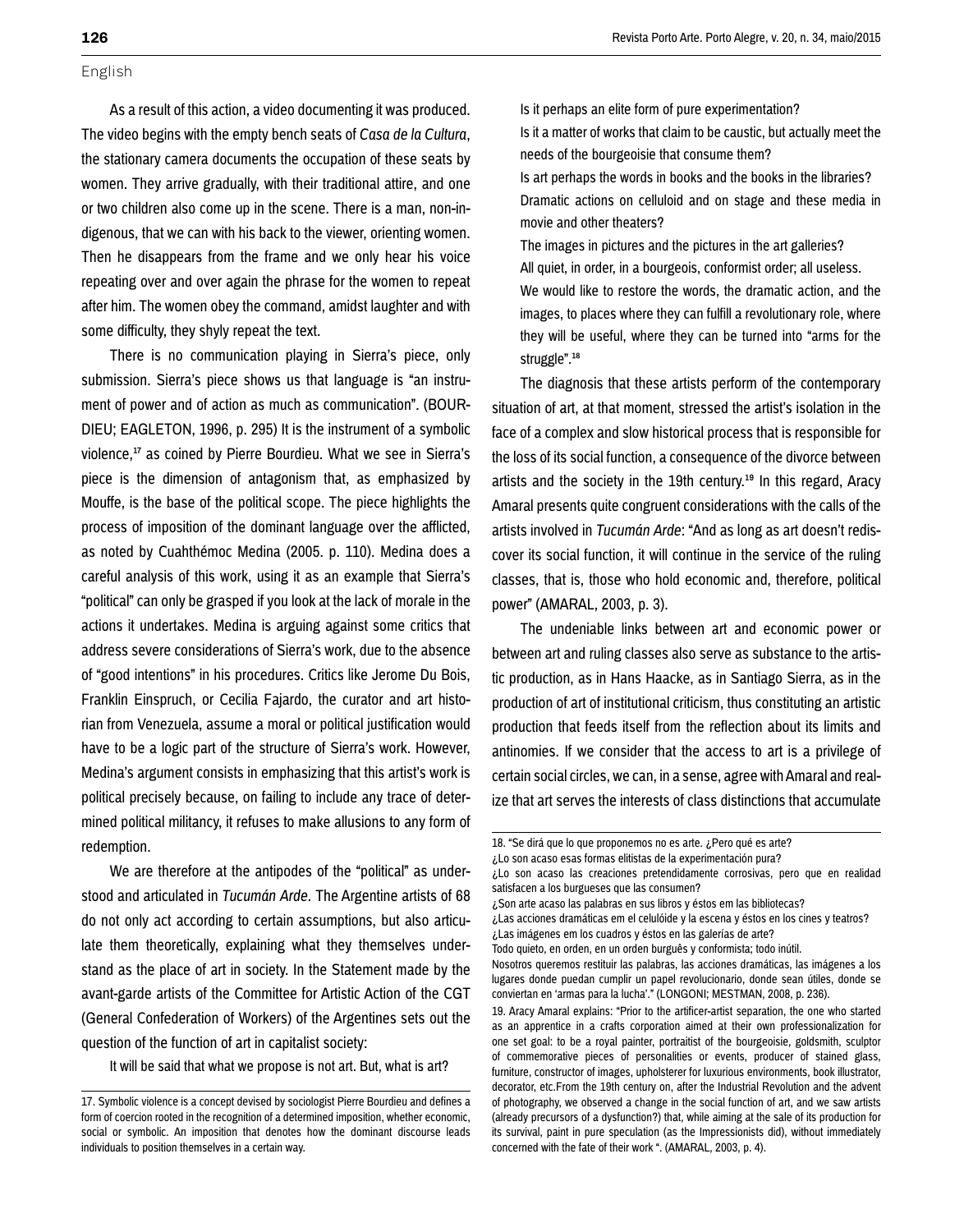English

As a result of this action, a video documenting it was produced. The video begins with the empty bench seats of *Casa de la Cultura*, the stationary camera documents the occupation of these seats by women. They arrive gradually, with their traditional attire, and one or two children also come up in the scene. There is a man, non-indigenous, that we can with his back to the viewer, orienting women. Then he disappears from the frame and we only hear his voice repeating over and over again the phrase for the women to repeat after him. The women obey the command, amidst laughter and with some difficulty, they shyly repeat the text.

There is no communication playing in Sierra's piece, only submission. Sierra's piece shows us that language is "an instrument of power and of action as much as communication". (BOURDIEU; EAGLETON, 1996, p. 295) It is the instrument of a symbolic violence,[17] as coined by Pierre Bourdieu. What we see in Sierra's piece is the dimension of antagonism that, as emphasized by Mouffe, is the base of the political scope. The piece highlights the process of imposition of the dominant language over the afflicted, as noted by Cuahthémoc Medina (2005. p. 110). Medina does a careful analysis of this work, using it as an example that Sierra's "political" can only be grasped if you look at the lack of morale in the actions it undertakes. Medina is arguing against some critics that address severe considerations of Sierra's work, due to the absence of "good intentions" in his procedures. Critics like Jerome Du Bois, Franklin Einspruch, or Cecilia Fajardo, the curator and art historian from Venezuela, assume a moral or political justification would have to be a logic part of the structure of Sierra's work. However, Medina's argument consists in emphasizing that this artist's work is political precisely because, on failing to include any trace of determined political militancy, it refuses to make allusions to any form of redemption.

We are therefore at the antipodes of the "political" as understood and articulated in *Tucumán Arde.* The Argentine artists of 68 do not only act according to certain assumptions, but also articulate them theoretically, explaining what they themselves understand as the place of art in society. In the Statement made by the avant-garde artists of the Committee for Artistic Action of the CGT (General Confederation of Workers) of the Argentines sets out the question of the function of art in capitalist society:

> It will be said that what we propose is not art. But, what is art?
> Is it perhaps an elite form of pure experimentation?
> Is it a matter of works that claim to be caustic, but actually meet the needs of the bourgeoisie that consume them?
> Is art perhaps the words in books and the books in the libraries?
> Dramatic actions on celluloid and on stage and these media in movie and other theaters?
> The images in pictures and the pictures in the art galleries?
> All quiet, in order, in a bourgeois, conformist order; all useless.
> We would like to restore the words, the dramatic action, and the images, to places where they can fulfill a revolutionary role, where they will be useful, where they can be turned into "arms for the struggle".[18]

The diagnosis that these artists perform of the contemporary situation of art, at that moment, stressed the artist's isolation in the face of a complex and slow historical process that is responsible for the loss of its social function, a consequence of the divorce between artists and the society in the 19th century.[19] In this regard, Aracy Amaral presents quite congruent considerations with the calls of the artists involved in *Tucumán Arde*: "And as long as art doesn't rediscover its social function, it will continue in the service of the ruling classes, that is, those who hold economic and, therefore, political power" (AMARAL, 2003, p. 3).

The undeniable links between art and economic power or between art and ruling classes also serve as substance to the artistic production, as in Hans Haacke, as in Santiago Sierra, as in the production of art of institutional criticism, thus constituting an artistic production that feeds itself from the reflection about its limits and antinomies. If we consider that the access to art is a privilege of certain social circles, we can, in a sense, agree with Amaral and realize that art serves the interests of class distinctions that accumulate

---

17. Symbolic violence is a concept devised by sociologist Pierre Bourdieu and defines a form of coercion rooted in the recognition of a determined imposition, whether economic, social or symbolic. An imposition that denotes how the dominant discourse leads individuals to position themselves in a certain way.

18. "Se dirá que lo que proponemos no es arte. ¿Pero qué es arte?
¿Lo son acaso esas formas elitistas de la experimentación pura?
¿Lo son acaso las creaciones pretendidamente corrosivas, pero que en realidad satisfacen a los burgueses que las consumen?
¿Son arte acaso las palabras en sus libros y éstos em las bibliotecas?
¿Las acciones dramáticas en el celulóide y la escena y éstos en los cines y teatros?
¿Las imágenes em los cuadros y éstos en las galerías de arte?
Todo quieto, en orden, en un orden burguês y conformista; todo inútil.
Nosotros queremos restituir las palabras, las acciones dramáticas, las imágenes a los lugares donde puedan cumplir un papel revolucionario, donde sean útiles, donde se conviertan en 'armas para la lucha'." (LONGONI; MESTMAN, 2008, p. 236).

19. Aracy Amaral explains: "Prior to the artificer-artist separation, the one who started as an apprentice in a crafts corporation aimed at their own professionalization for one set goal: to be a royal painter, portraitist of the bourgeoisie, goldsmith, sculptor of commemorative pieces of personalities or events, producer of stained glass, furniture, constructor of images, upholsterer for luxurious environments, book illustrator, decorator, etc.From the 19th century on, after the Industrial Revolution and the advent of photography, we observed a change in the social function of art, and we saw artists (already precursors of a dysfunction?) that, while aiming at the sale of its production for its survival, paint in pure speculation (as the Impressionists did), without immediately concerned with the fate of their work ". (AMARAL, 2003, p. 4).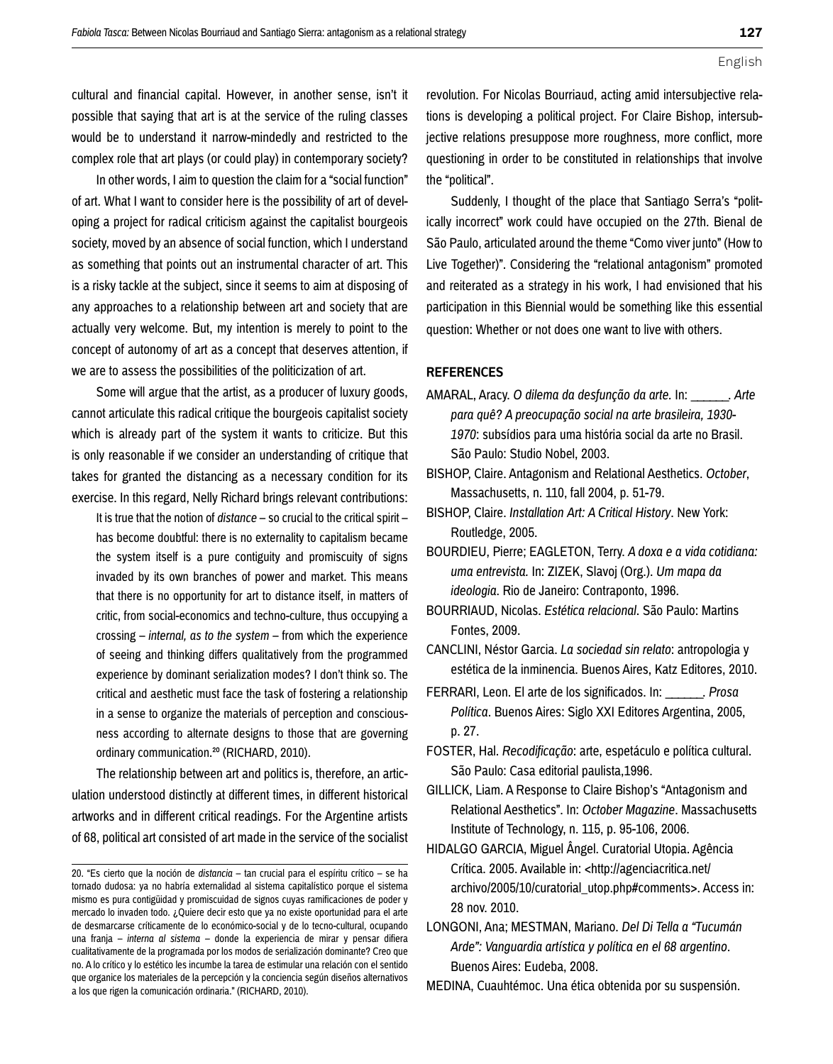cultural and financial capital. However, in another sense, isn't it possible that saying that art is at the service of the ruling classes would be to understand it narrow-mindedly and restricted to the complex role that art plays (or could play) in contemporary society?

In other words, I aim to question the claim for a "social function" of art. What I want to consider here is the possibility of art of developing a project for radical criticism against the capitalist bourgeois society, moved by an absence of social function, which I understand as something that points out an instrumental character of art. This is a risky tackle at the subject, since it seems to aim at disposing of any approaches to a relationship between art and society that are actually very welcome. But, my intention is merely to point to the concept of autonomy of art as a concept that deserves attention, if we are to assess the possibilities of the politicization of art.

Some will argue that the artist, as a producer of luxury goods, cannot articulate this radical critique the bourgeois capitalist society which is already part of the system it wants to criticize. But this is only reasonable if we consider an understanding of critique that takes for granted the distancing as a necessary condition for its exercise. In this regard, Nelly Richard brings relevant contributions:

> It is true that the notion of *distance* – so crucial to the critical spirit – has become doubtful: there is no externality to capitalism became the system itself is a pure contiguity and promiscuity of signs invaded by its own branches of power and market. This means that there is no opportunity for art to distance itself, in matters of critic, from social-economics and techno-culture, thus occupying a crossing – *internal, as to the system* – from which the experience of seeing and thinking differs qualitatively from the programmed experience by dominant serialization modes? I don't think so. The critical and aesthetic must face the task of fostering a relationship in a sense to organize the materials of perception and consciousness according to alternate designs to those that are governing ordinary communication.[20] (RICHARD, 2010).

The relationship between art and politics is, therefore, an articulation understood distinctly at different times, in different historical artworks and in different critical readings. For the Argentine artists of 68, political art consisted of art made in the service of the socialist revolution. For Nicolas Bourriaud, acting amid intersubjective relations is developing a political project. For Claire Bishop, intersubjective relations presuppose more roughness, more conflict, more questioning in order to be constituted in relationships that involve the "political".

Suddenly, I thought of the place that Santiago Serra's "politically incorrect" work could have occupied on the 27th. Bienal de São Paulo, articulated around the theme "Como viver junto" (How to Live Together)". Considering the "relational antagonism" promoted and reiterated as a strategy in his work, I had envisioned that his participation in this Biennial would be something like this essential question: Whether or not does one want to live with others.

## REFERENCES

AMARAL, Aracy. *O dilema da desfunção da arte.* In: ______. *Arte para quê? A preocupação social na arte brasileira, 1930-1970*: subsídios para uma história social da arte no Brasil. São Paulo: Studio Nobel, 2003.

BISHOP, Claire. Antagonism and Relational Aesthetics. *October*, Massachusetts, n. 110, fall 2004, p. 51-79.

BISHOP, Claire. *Installation Art: A Critical History*. New York: Routledge, 2005.

BOURDIEU, Pierre; EAGLETON, Terry. *A doxa e a vida cotidiana: uma entrevista.* In: ZIZEK, Slavoj (Org.). *Um mapa da ideologia*. Rio de Janeiro: Contraponto, 1996.

BOURRIAUD, Nicolas. *Estética relacional*. São Paulo: Martins Fontes, 2009.

CANCLINI, Néstor Garcia. *La sociedad sin relato*: antropologia y estética de la inminencia. Buenos Aires, Katz Editores, 2010.

FERRARI, Leon. El arte de los significados. In: ______. *Prosa Política*. Buenos Aires: Siglo XXI Editores Argentina, 2005, p. 27.

FOSTER, Hal. *Recodificação*: arte, espetáculo e política cultural. São Paulo: Casa editorial paulista,1996.

GILLICK, Liam. A Response to Claire Bishop's "Antagonism and Relational Aesthetics". In: *October Magazine*. Massachusetts Institute of Technology, n. 115, p. 95-106, 2006.

HIDALGO GARCIA, Miguel Ângel. Curatorial Utopia. Agência Crítica. 2005. Available in: <http://agenciacritica.net/archivo/2005/10/curatorial_utop.php#comments>. Access in: 28 nov. 2010.

LONGONI, Ana; MESTMAN, Mariano. *Del Di Tella a "Tucumán Arde": Vanguardia artística y política en el 68 argentino*. Buenos Aires: Eudeba, 2008.

MEDINA, Cuauhtémoc. Una ética obtenida por su suspensión.

---

20. "Es cierto que la noción de *distancia* – tan crucial para el espíritu crítico – se ha tornado dudosa: ya no habría externalidad al sistema capitalístico porque el sistema mismo es pura contigüidad y promiscuidad de signos cuyas ramificaciones de poder y mercado lo invaden todo. ¿Quiere decir esto que ya no existe oportunidad para el arte de desmarcarse críticamente de lo económico-social y de lo tecno-cultural, ocupando una franja – *interna al sistema* – donde la experiencia de mirar y pensar difiera cualitativamente de la programada por los modos de serialización dominante? Creo que no. A lo crítico y lo estético les incumbe la tarea de estimular una relación con el sentido que organice los materiales de la percepción y la conciencia según diseños alternativos a los que rigen la comunicación ordinaria." (RICHARD, 2010).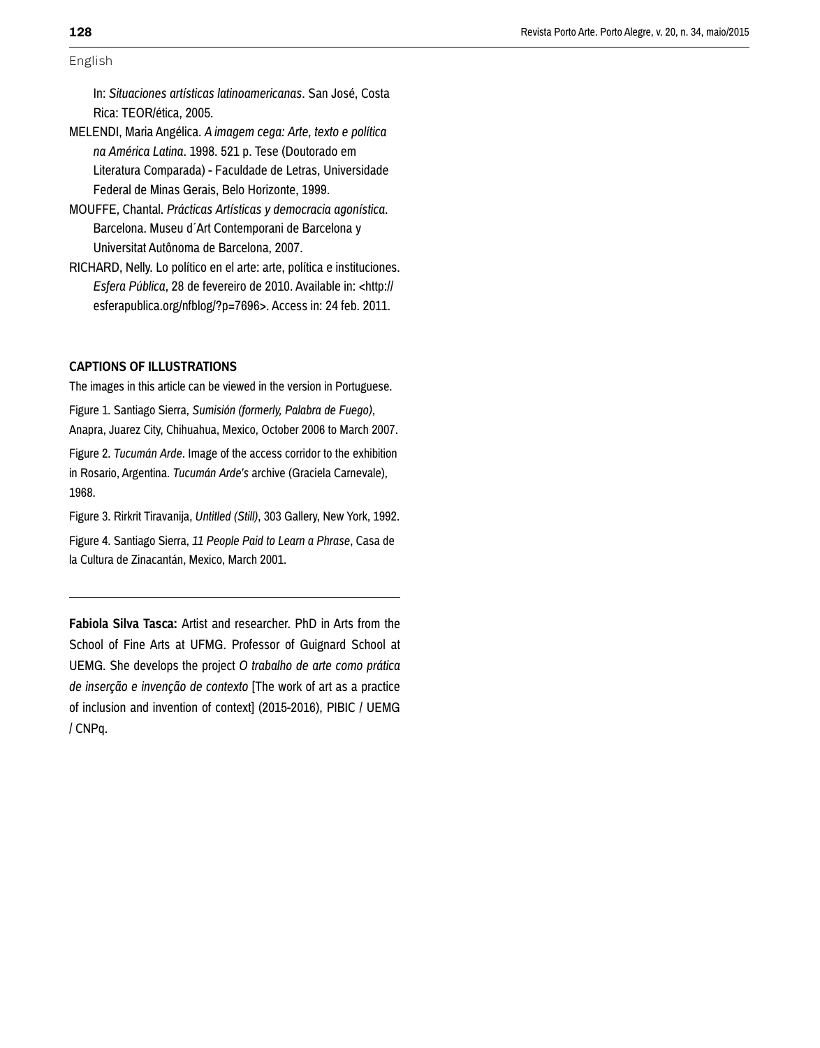In: *Situaciones artísticas latinoamericanas*. San José, Costa Rica: TEOR/ética, 2005.

MELENDI, Maria Angélica. *A imagem cega: Arte, texto e política na América Latina*. 1998. 521 p. Tese (Doutorado em Literatura Comparada) - Faculdade de Letras, Universidade Federal de Minas Gerais, Belo Horizonte, 1999.

MOUFFE, Chantal. *Prácticas Artísticas y democracia agonística*. Barcelona. Museu d´Art Contemporani de Barcelona y Universitat Autônoma de Barcelona, 2007.

RICHARD, Nelly. Lo político en el arte: arte, política e instituciones. *Esfera Pública*, 28 de fevereiro de 2010. Available in: <http://esferapublica.org/nfblog/?p=7696>. Access in: 24 feb. 2011.

## CAPTIONS OF ILLUSTRATIONS

The images in this article can be viewed in the version in Portuguese.

Figure 1. Santiago Sierra, *Sumisión (formerly, Palabra de Fuego)*, Anapra, Juarez City, Chihuahua, Mexico, October 2006 to March 2007.

Figure 2. *Tucumán Arde*. Image of the access corridor to the exhibition in Rosario, Argentina. *Tucumán Arde's* archive (Graciela Carnevale), 1968.

Figure 3. Rirkrit Tiravanija, *Untitled (Still)*, 303 Gallery, New York, 1992.

Figure 4. Santiago Sierra, *11 People Paid to Learn a Phrase*, Casa de la Cultura de Zinacantán, Mexico, March 2001.

---

**Fabiola Silva Tasca:** Artist and researcher. PhD in Arts from the School of Fine Arts at UFMG. Professor of Guignard School at UEMG. She develops the project *O trabalho de arte como prática de inserção e invenção de contexto* [The work of art as a practice of inclusion and invention of context] (2015-2016), PIBIC / UEMG / CNPq.